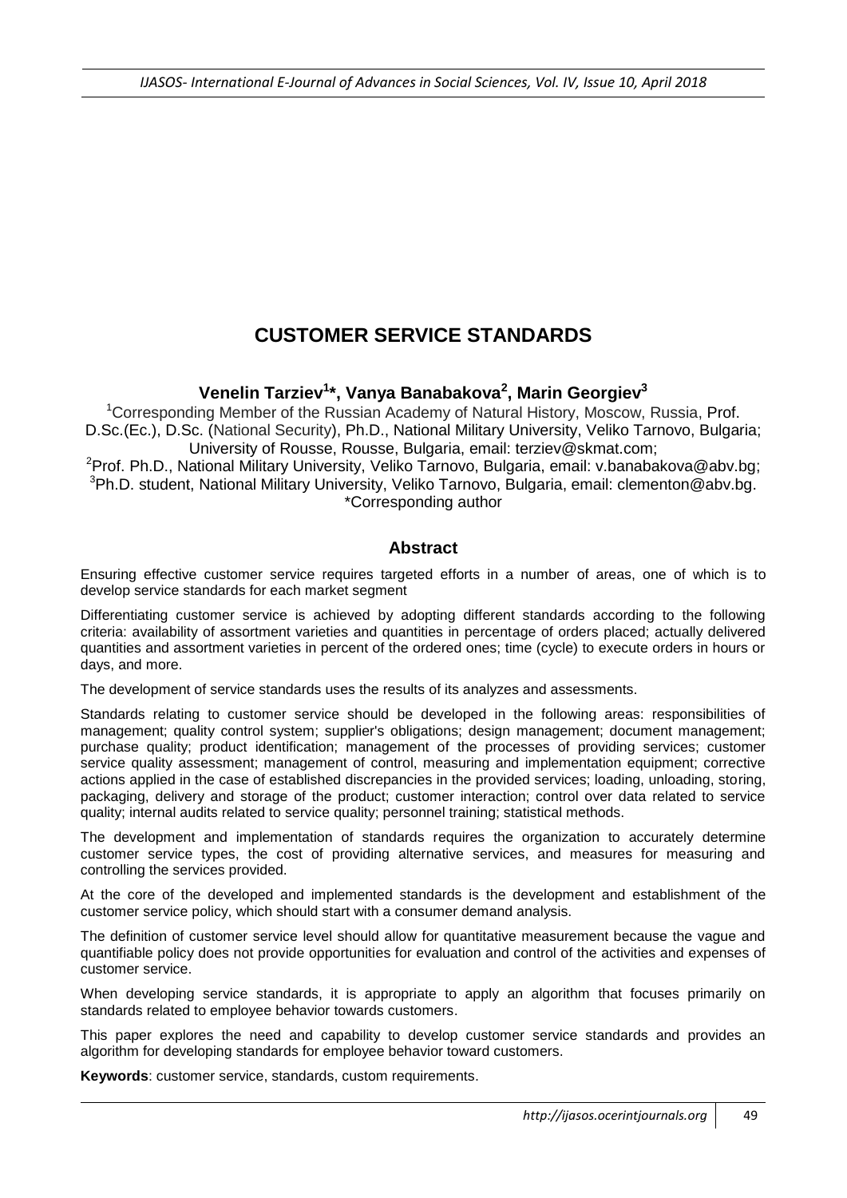# CUSTOMER SERVICE STANDARDS

**Venelin Tarziev[1]*, Vanya Banabakova[2], Marin Georgiev[3]**

[1]Corresponding Member of the Russian Academy of Natural History, Moscow, Russia, Prof. D.Sc.(Ec.), D.Sc. (National Security), Ph.D., National Military University, Veliko Tarnovo, Bulgaria; University of Rousse, Rousse, Bulgaria, email: terziev@skmat.com;

[2]Prof. Ph.D., National Military University, Veliko Tarnovo, Bulgaria, email: v.banabakova@abv.bg;

[3]Ph.D. student, National Military University, Veliko Tarnovo, Bulgaria, email: clementon@abv.bg.

*Corresponding author

## Abstract

Ensuring effective customer service requires targeted efforts in a number of areas, one of which is to develop service standards for each market segment

Differentiating customer service is achieved by adopting different standards according to the following criteria: availability of assortment varieties and quantities in percentage of orders placed; actually delivered quantities and assortment varieties in percent of the ordered ones; time (cycle) to execute orders in hours or days, and more.

The development of service standards uses the results of its analyzes and assessments.

Standards relating to customer service should be developed in the following areas: responsibilities of management; quality control system; supplier's obligations; design management; document management; purchase quality; product identification; management of the processes of providing services; customer service quality assessment; management of control, measuring and implementation equipment; corrective actions applied in the case of established discrepancies in the provided services; loading, unloading, storing, packaging, delivery and storage of the product; customer interaction; control over data related to service quality; internal audits related to service quality; personnel training; statistical methods.

The development and implementation of standards requires the organization to accurately determine customer service types, the cost of providing alternative services, and measures for measuring and controlling the services provided.

At the core of the developed and implemented standards is the development and establishment of the customer service policy, which should start with a consumer demand analysis.

The definition of customer service level should allow for quantitative measurement because the vague and quantifiable policy does not provide opportunities for evaluation and control of the activities and expenses of customer service.

When developing service standards, it is appropriate to apply an algorithm that focuses primarily on standards related to employee behavior towards customers.

This paper explores the need and capability to develop customer service standards and provides an algorithm for developing standards for employee behavior toward customers.

**Keywords**: customer service, standards, custom requirements.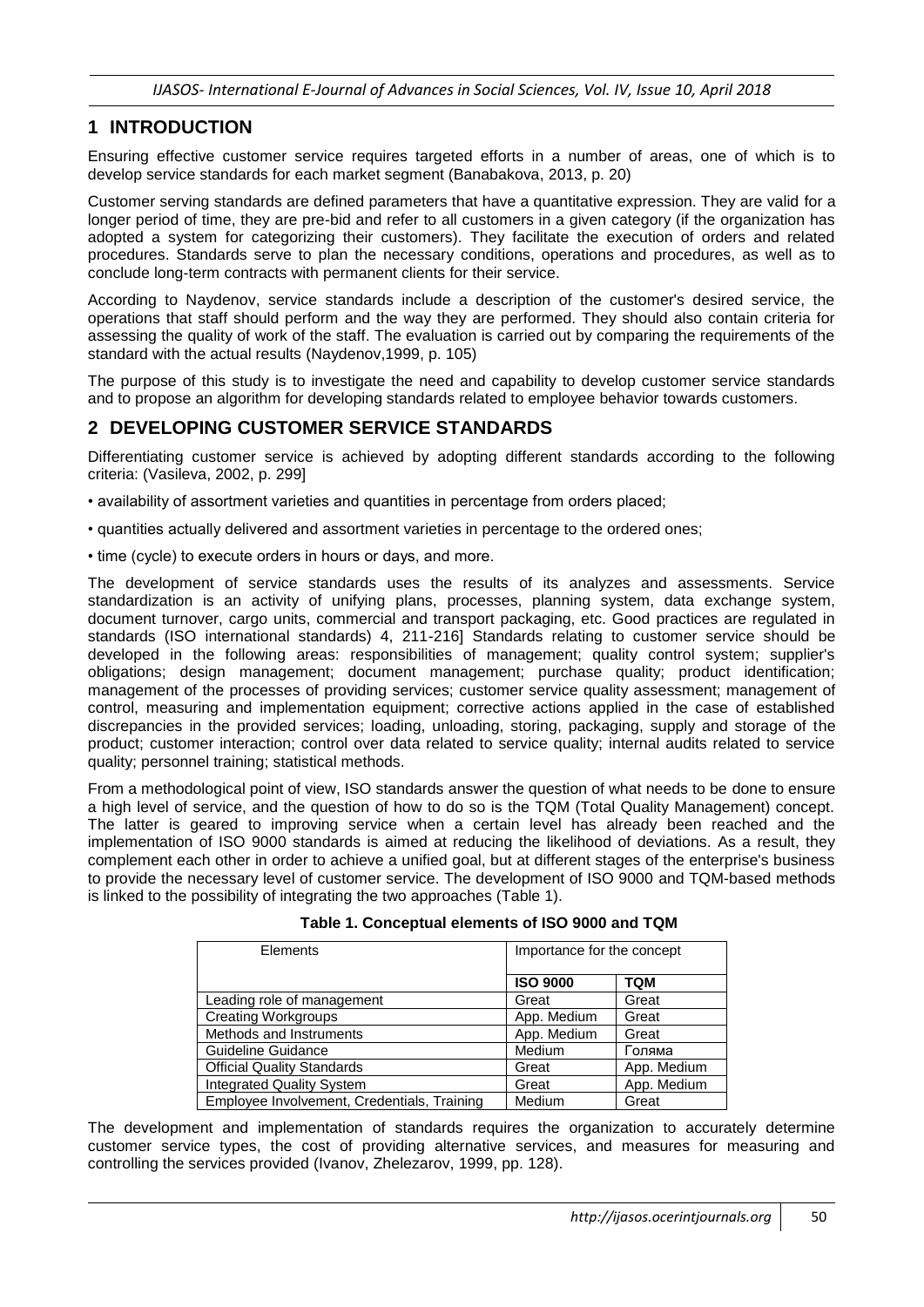## 1 INTRODUCTION

Ensuring effective customer service requires targeted efforts in a number of areas, one of which is to develop service standards for each market segment (Banabakova, 2013, p. 20)

Customer serving standards are defined parameters that have a quantitative expression. They are valid for a longer period of time, they are pre-bid and refer to all customers in a given category (if the organization has adopted a system for categorizing their customers). They facilitate the execution of orders and related procedures. Standards serve to plan the necessary conditions, operations and procedures, as well as to conclude long-term contracts with permanent clients for their service.

According to Naydenov, service standards include a description of the customer's desired service, the operations that staff should perform and the way they are performed. They should also contain criteria for assessing the quality of work of the staff. The evaluation is carried out by comparing the requirements of the standard with the actual results (Naydenov,1999, p. 105)

The purpose of this study is to investigate the need and capability to develop customer service standards and to propose an algorithm for developing standards related to employee behavior towards customers.

## 2 DEVELOPING CUSTOMER SERVICE STANDARDS

Differentiating customer service is achieved by adopting different standards according to the following criteria: (Vasileva, 2002, p. 299]

- availability of assortment varieties and quantities in percentage from orders placed;
- quantities actually delivered and assortment varieties in percentage to the ordered ones;
- time (cycle) to execute orders in hours or days, and more.

The development of service standards uses the results of its analyzes and assessments. Service standardization is an activity of unifying plans, processes, planning system, data exchange system, document turnover, cargo units, commercial and transport packaging, etc. Good practices are regulated in standards (ISO international standards) 4, 211-216] Standards relating to customer service should be developed in the following areas: responsibilities of management; quality control system; supplier's obligations; design management; document management; purchase quality; product identification; management of the processes of providing services; customer service quality assessment; management of control, measuring and implementation equipment; corrective actions applied in the case of established discrepancies in the provided services; loading, unloading, storing, packaging, supply and storage of the product; customer interaction; control over data related to service quality; internal audits related to service quality; personnel training; statistical methods.

From a methodological point of view, ISO standards answer the question of what needs to be done to ensure a high level of service, and the question of how to do so is the TQM (Total Quality Management) concept. The latter is geared to improving service when a certain level has already been reached and the implementation of ISO 9000 standards is aimed at reducing the likelihood of deviations. As a result, they complement each other in order to achieve a unified goal, but at different stages of the enterprise's business to provide the necessary level of customer service. The development of ISO 9000 and TQM-based methods is linked to the possibility of integrating the two approaches (Table 1).

**Table 1. Conceptual elements of ISO 9000 and TQM**

| Elements | Importance for the concept | |
|---|---|---|
| | **ISO 9000** | **TQM** |
| Leading role of management | Great | Great |
| Creating Workgroups | App. Medium | Great |
| Methods and Instruments | App. Medium | Great |
| Guideline Guidance | Medium | Голяма |
| Official Quality Standards | Great | App. Medium |
| Integrated Quality System | Great | App. Medium |
| Employee Involvement, Credentials, Training | Medium | Great |

The development and implementation of standards requires the organization to accurately determine customer service types, the cost of providing alternative services, and measures for measuring and controlling the services provided (Ivanov, Zhelezarov, 1999, pp. 128).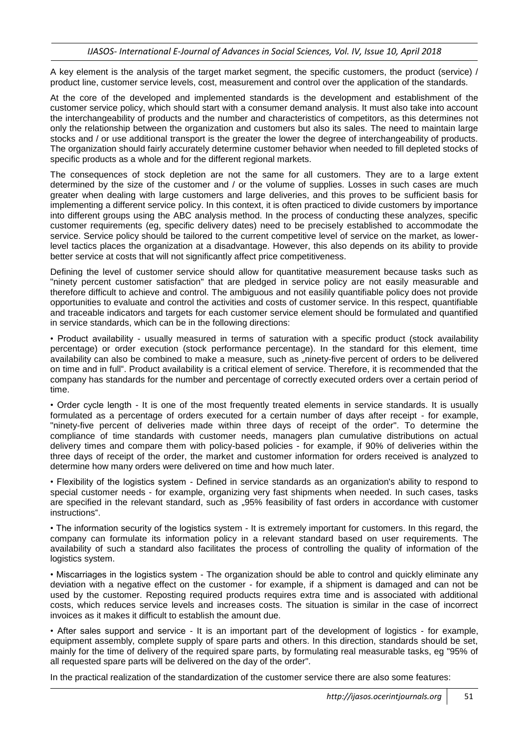A key element is the analysis of the target market segment, the specific customers, the product (service) / product line, customer service levels, cost, measurement and control over the application of the standards.

At the core of the developed and implemented standards is the development and establishment of the customer service policy, which should start with a consumer demand analysis. It must also take into account the interchangeability of products and the number and characteristics of competitors, as this determines not only the relationship between the organization and customers but also its sales. The need to maintain large stocks and / or use additional transport is the greater the lower the degree of interchangeability of products. The organization should fairly accurately determine customer behavior when needed to fill depleted stocks of specific products as a whole and for the different regional markets.

The consequences of stock depletion are not the same for all customers. They are to a large extent determined by the size of the customer and / or the volume of supplies. Losses in such cases are much greater when dealing with large customers and large deliveries, and this proves to be sufficient basis for implementing a different service policy. In this context, it is often practiced to divide customers by importance into different groups using the ABC analysis method. In the process of conducting these analyzes, specific customer requirements (eg, specific delivery dates) need to be precisely established to accommodate the service. Service policy should be tailored to the current competitive level of service on the market, as lower-level tactics places the organization at a disadvantage. However, this also depends on its ability to provide better service at costs that will not significantly affect price competitiveness.

Defining the level of customer service should allow for quantitative measurement because tasks such as "ninety percent customer satisfaction" that are pledged in service policy are not easily measurable and therefore difficult to achieve and control. The ambiguous and not easilily quantifiable policy does not provide opportunities to evaluate and control the activities and costs of customer service. In this respect, quantifiable and traceable indicators and targets for each customer service element should be formulated and quantified in service standards, which can be in the following directions:

- Product availability - usually measured in terms of saturation with a specific product (stock availability percentage) or order execution (stock performance percentage). In the standard for this element, time availability can also be combined to make a measure, such as „ninety-five percent of orders to be delivered on time and in full". Product availability is a critical element of service. Therefore, it is recommended that the company has standards for the number and percentage of correctly executed orders over a certain period of time.

- Order cycle length - It is one of the most frequently treated elements in service standards. It is usually formulated as a percentage of orders executed for a certain number of days after receipt - for example, "ninety-five percent of deliveries made within three days of receipt of the order". To determine the compliance of time standards with customer needs, managers plan cumulative distributions on actual delivery times and compare them with policy-based policies - for example, if 90% of deliveries within the three days of receipt of the order, the market and customer information for orders received is analyzed to determine how many orders were delivered on time and how much later.

- Flexibility of the logistics system - Defined in service standards as an organization's ability to respond to special customer needs - for example, organizing very fast shipments when needed. In such cases, tasks are specified in the relevant standard, such as „95% feasibility of fast orders in accordance with customer instructions".

- The information security of the logistics system - It is extremely important for customers. In this regard, the company can formulate its information policy in a relevant standard based on user requirements. The availability of such a standard also facilitates the process of controlling the quality of information of the logistics system.

- Miscarriages in the logistics system - The organization should be able to control and quickly eliminate any deviation with a negative effect on the customer - for example, if a shipment is damaged and can not be used by the customer. Reposting required products requires extra time and is associated with additional costs, which reduces service levels and increases costs. The situation is similar in the case of incorrect invoices as it makes it difficult to establish the amount due.

- After sales support and service - It is an important part of the development of logistics - for example, equipment assembly, complete supply of spare parts and others. In this direction, standards should be set, mainly for the time of delivery of the required spare parts, by formulating real measurable tasks, eg "95% of all requested spare parts will be delivered on the day of the order".

In the practical realization of the standardization of the customer service there are also some features: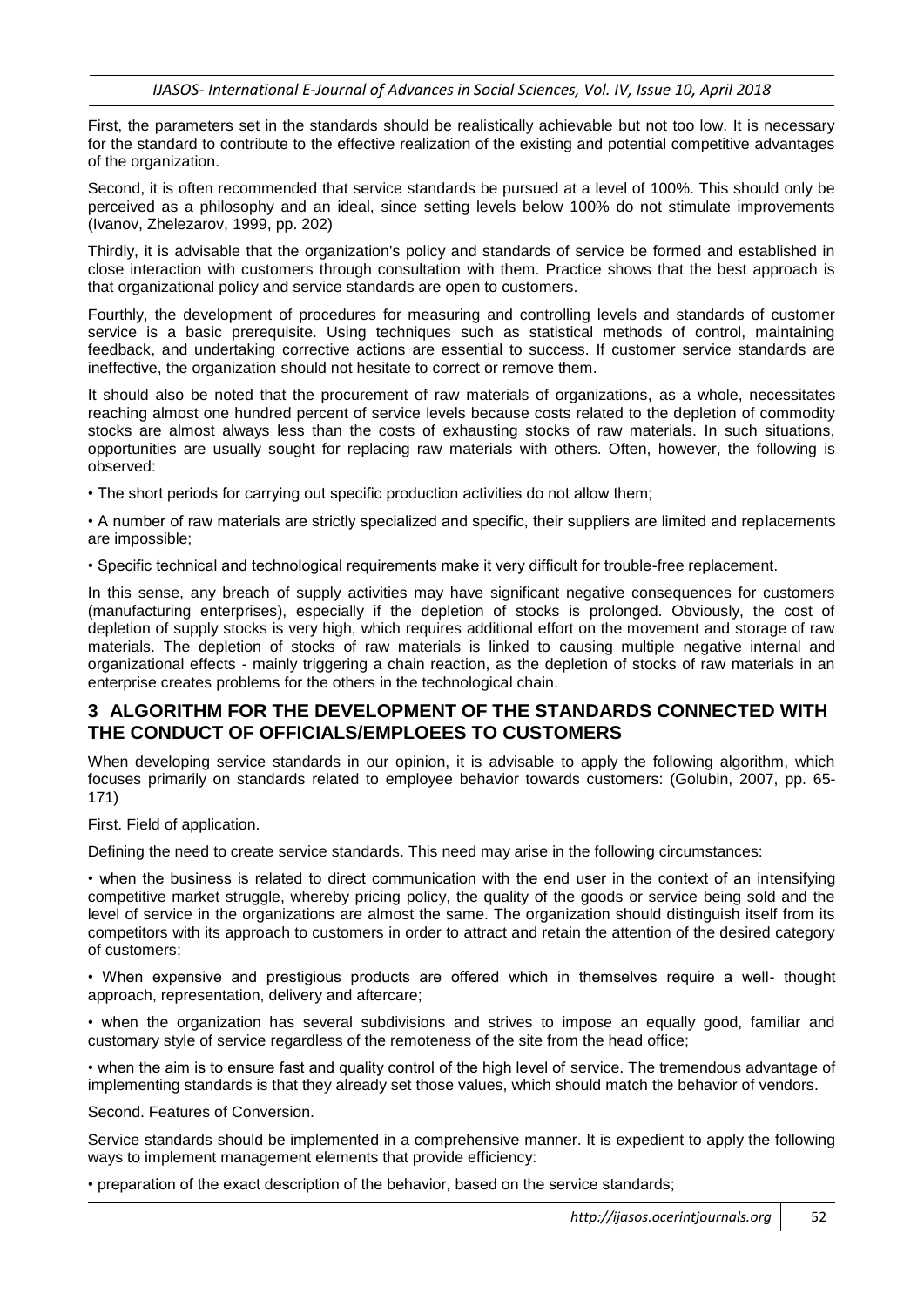First, the parameters set in the standards should be realistically achievable but not too low. It is necessary for the standard to contribute to the effective realization of the existing and potential competitive advantages of the organization.

Second, it is often recommended that service standards be pursued at a level of 100%. This should only be perceived as a philosophy and an ideal, since setting levels below 100% do not stimulate improvements (Ivanov, Zhelezarov, 1999, pp. 202)

Thirdly, it is advisable that the organization's policy and standards of service be formed and established in close interaction with customers through consultation with them. Practice shows that the best approach is that organizational policy and service standards are open to customers.

Fourthly, the development of procedures for measuring and controlling levels and standards of customer service is a basic prerequisite. Using techniques such as statistical methods of control, maintaining feedback, and undertaking corrective actions are essential to success. If customer service standards are ineffective, the organization should not hesitate to correct or remove them.

It should also be noted that the procurement of raw materials of organizations, as a whole, necessitates reaching almost one hundred percent of service levels because costs related to the depletion of commodity stocks are almost always less than the costs of exhausting stocks of raw materials. In such situations, opportunities are usually sought for replacing raw materials with others. Often, however, the following is observed:

- The short periods for carrying out specific production activities do not allow them;
- A number of raw materials are strictly specialized and specific, their suppliers are limited and replacements are impossible;
- Specific technical and technological requirements make it very difficult for trouble-free replacement.

In this sense, any breach of supply activities may have significant negative consequences for customers (manufacturing enterprises), especially if the depletion of stocks is prolonged. Obviously, the cost of depletion of supply stocks is very high, which requires additional effort on the movement and storage of raw materials. The depletion of stocks of raw materials is linked to causing multiple negative internal and organizational effects - mainly triggering a chain reaction, as the depletion of stocks of raw materials in an enterprise creates problems for the others in the technological chain.

## 3 ALGORITHM FOR THE DEVELOPMENT OF THE STANDARDS CONNECTED WITH THE CONDUCT OF OFFICIALS/EMPLOEES TO CUSTOMERS

When developing service standards in our opinion, it is advisable to apply the following algorithm, which focuses primarily on standards related to employee behavior towards customers: (Golubin, 2007, pp. 65-171)

First. Field of application.

Defining the need to create service standards. This need may arise in the following circumstances:

- when the business is related to direct communication with the end user in the context of an intensifying competitive market struggle, whereby pricing policy, the quality of the goods or service being sold and the level of service in the organizations are almost the same. The organization should distinguish itself from its competitors with its approach to customers in order to attract and retain the attention of the desired category of customers;
- When expensive and prestigious products are offered which in themselves require a well- thought approach, representation, delivery and aftercare;
- when the organization has several subdivisions and strives to impose an equally good, familiar and customary style of service regardless of the remoteness of the site from the head office;
- when the aim is to ensure fast and quality control of the high level of service. The tremendous advantage of implementing standards is that they already set those values, which should match the behavior of vendors.

Second. Features of Conversion.

Service standards should be implemented in a comprehensive manner. It is expedient to apply the following ways to implement management elements that provide efficiency:

- preparation of the exact description of the behavior, based on the service standards;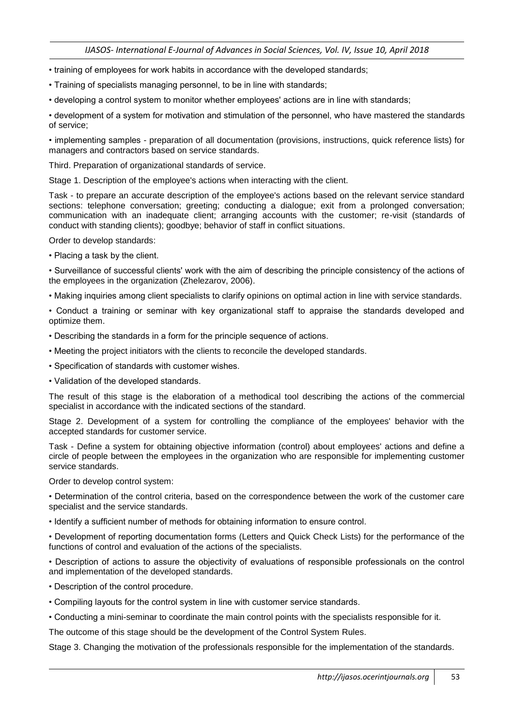- training of employees for work habits in accordance with the developed standards;
- Training of specialists managing personnel, to be in line with standards;
- developing a control system to monitor whether employees' actions are in line with standards;
- development of a system for motivation and stimulation of the personnel, who have mastered the standards of service;
- implementing samples - preparation of all documentation (provisions, instructions, quick reference lists) for managers and contractors based on service standards.

Third. Preparation of organizational standards of service.

Stage 1. Description of the employee's actions when interacting with the client.

Task - to prepare an accurate description of the employee's actions based on the relevant service standard sections: telephone conversation; greeting; conducting a dialogue; exit from a prolonged conversation; communication with an inadequate client; arranging accounts with the customer; re-visit (standards of conduct with standing clients); goodbye; behavior of staff in conflict situations.

Order to develop standards:

- Placing a task by the client.
- Surveillance of successful clients' work with the aim of describing the principle consistency of the actions of the employees in the organization (Zhelezarov, 2006).
- Making inquiries among client specialists to clarify opinions on optimal action in line with service standards.
- Conduct a training or seminar with key organizational staff to appraise the standards developed and optimize them.
- Describing the standards in a form for the principle sequence of actions.
- Meeting the project initiators with the clients to reconcile the developed standards.
- Specification of standards with customer wishes.
- Validation of the developed standards.

The result of this stage is the elaboration of a methodical tool describing the actions of the commercial specialist in accordance with the indicated sections of the standard.

Stage 2. Development of a system for controlling the compliance of the employees' behavior with the accepted standards for customer service.

Task - Define a system for obtaining objective information (control) about employees' actions and define a circle of people between the employees in the organization who are responsible for implementing customer service standards.

Order to develop control system:

- Determination of the control criteria, based on the correspondence between the work of the customer care specialist and the service standards.
- Identify a sufficient number of methods for obtaining information to ensure control.
- Development of reporting documentation forms (Letters and Quick Check Lists) for the performance of the functions of control and evaluation of the actions of the specialists.
- Description of actions to assure the objectivity of evaluations of responsible professionals on the control and implementation of the developed standards.
- Description of the control procedure.
- Compiling layouts for the control system in line with customer service standards.
- Conducting a mini-seminar to coordinate the main control points with the specialists responsible for it.

The outcome of this stage should be the development of the Control System Rules.

Stage 3. Changing the motivation of the professionals responsible for the implementation of the standards.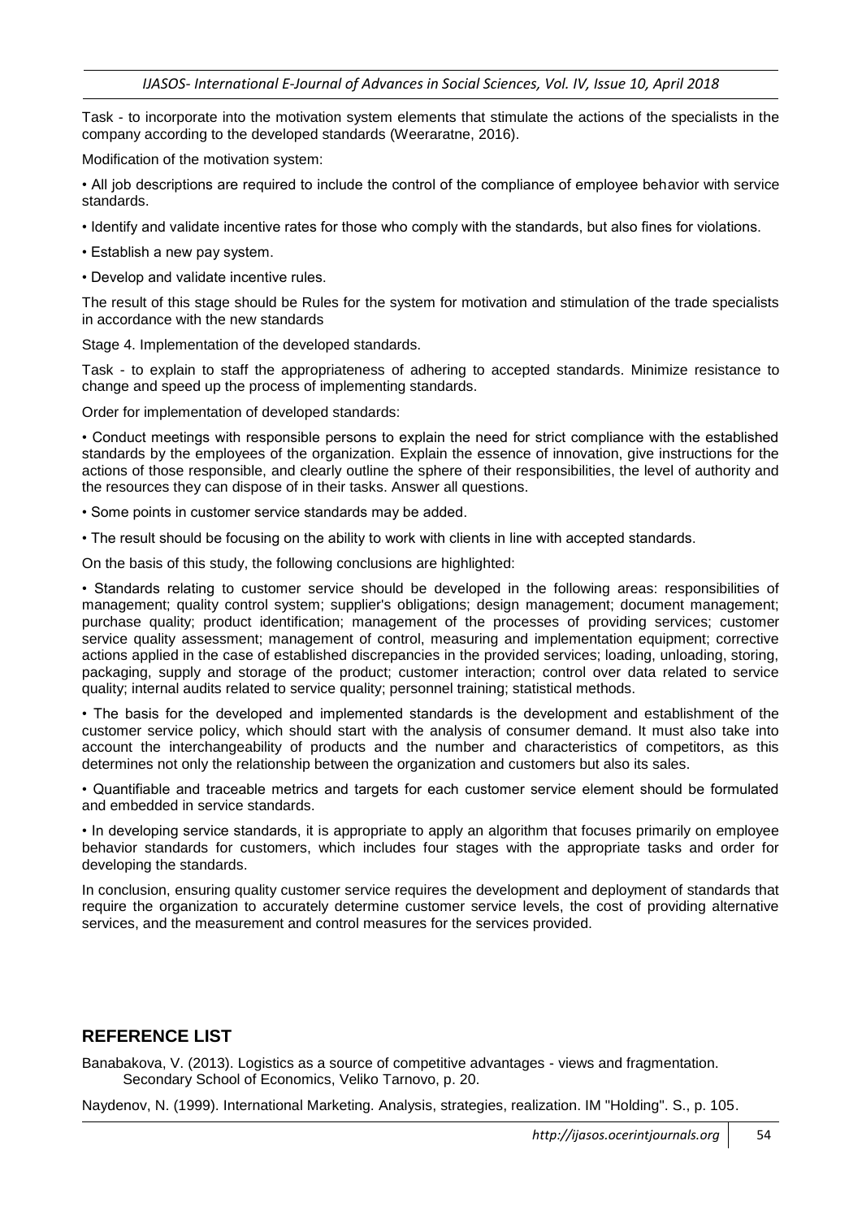Task - to incorporate into the motivation system elements that stimulate the actions of the specialists in the company according to the developed standards (Weeraratne, 2016).

Modification of the motivation system:

- All job descriptions are required to include the control of the compliance of employee behavior with service standards.
- Identify and validate incentive rates for those who comply with the standards, but also fines for violations.
- Establish a new pay system.
- Develop and validate incentive rules.

The result of this stage should be Rules for the system for motivation and stimulation of the trade specialists in accordance with the new standards

Stage 4. Implementation of the developed standards.

Task - to explain to staff the appropriateness of adhering to accepted standards. Minimize resistance to change and speed up the process of implementing standards.

Order for implementation of developed standards:

- Conduct meetings with responsible persons to explain the need for strict compliance with the established standards by the employees of the organization. Explain the essence of innovation, give instructions for the actions of those responsible, and clearly outline the sphere of their responsibilities, the level of authority and the resources they can dispose of in their tasks. Answer all questions.
- Some points in customer service standards may be added.
- The result should be focusing on the ability to work with clients in line with accepted standards.

On the basis of this study, the following conclusions are highlighted:

- Standards relating to customer service should be developed in the following areas: responsibilities of management; quality control system; supplier's obligations; design management; document management; purchase quality; product identification; management of the processes of providing services; customer service quality assessment; management of control, measuring and implementation equipment; corrective actions applied in the case of established discrepancies in the provided services; loading, unloading, storing, packaging, supply and storage of the product; customer interaction; control over data related to service quality; internal audits related to service quality; personnel training; statistical methods.
- The basis for the developed and implemented standards is the development and establishment of the customer service policy, which should start with the analysis of consumer demand. It must also take into account the interchangeability of products and the number and characteristics of competitors, as this determines not only the relationship between the organization and customers but also its sales.
- Quantifiable and traceable metrics and targets for each customer service element should be formulated and embedded in service standards.
- In developing service standards, it is appropriate to apply an algorithm that focuses primarily on employee behavior standards for customers, which includes four stages with the appropriate tasks and order for developing the standards.

In conclusion, ensuring quality customer service requires the development and deployment of standards that require the organization to accurately determine customer service levels, the cost of providing alternative services, and the measurement and control measures for the services provided.

## REFERENCE LIST

Banabakova, V. (2013). Logistics as a source of competitive advantages - views and fragmentation. Secondary School of Economics, Veliko Tarnovo, p. 20.

Naydenov, N. (1999). International Marketing. Analysis, strategies, realization. IM "Holding". S., p. 105.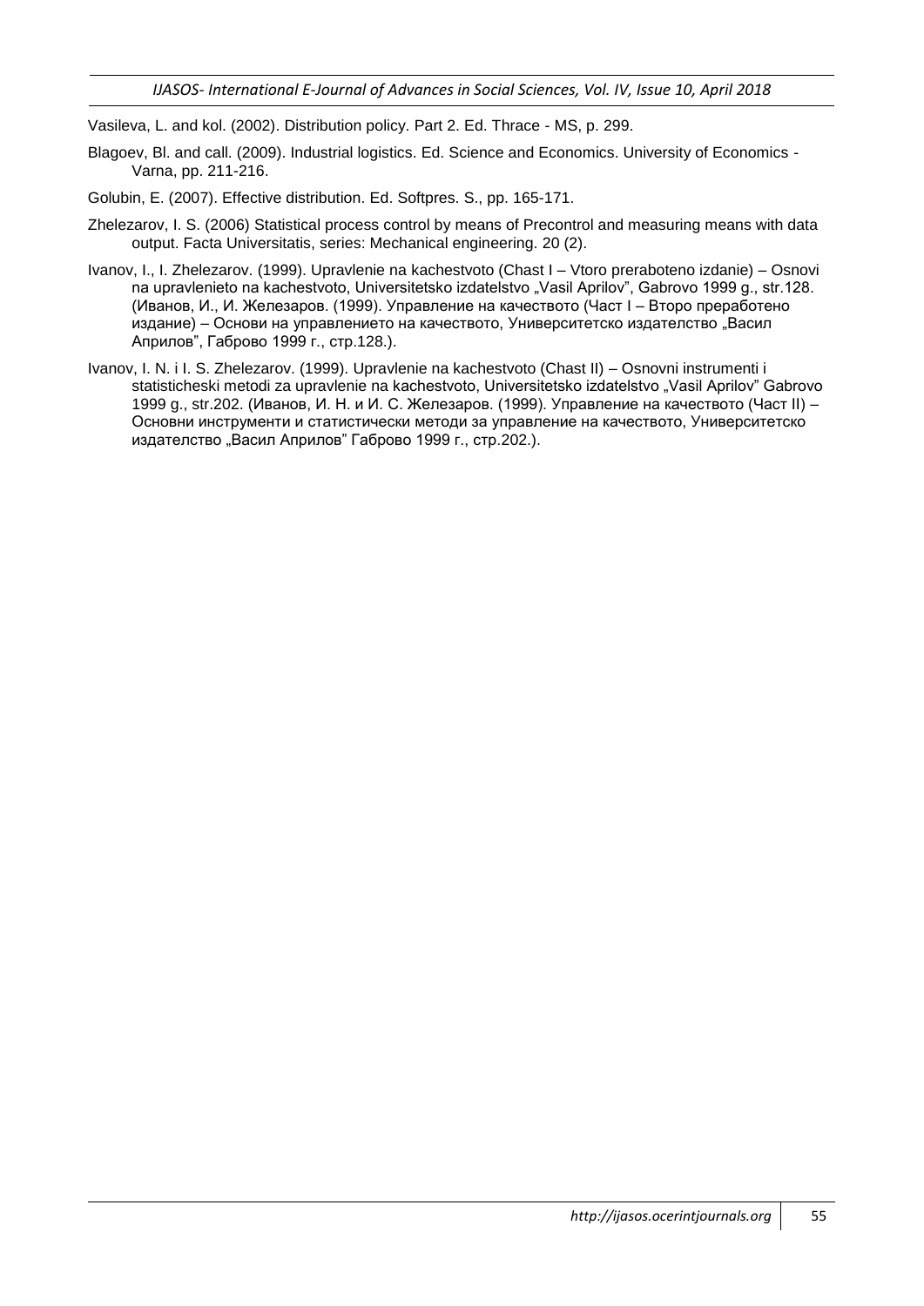Vasileva, L. and kol. (2002). Distribution policy. Part 2. Ed. Thrace - MS, p. 299.

Blagoev, Bl. and call. (2009). Industrial logistics. Ed. Science and Economics. University of Economics - Varna, pp. 211-216.

Golubin, E. (2007). Effective distribution. Ed. Softpres. S., pp. 165-171.

Zhelezarov, I. S. (2006) Statistical process control by means of Precontrol and measuring means with data output. Facta Universitatis, series: Mechanical engineering. 20 (2).

Ivanov, I., I. Zhelezarov. (1999). Upravlenie na kachestvoto (Chast I – Vtoro preraboteno izdanie) – Osnovi na upravlenieto na kachestvoto, Universitetsko izdatelstvo „Vasil Aprilov", Gabrovo 1999 g., str.128. (Иванов, И., И. Железаров. (1999). Управление на качеството (Част I – Второ преработено издание) – Основи на управлението на качеството, Университетско издателство „Васил Априлов", Габрово 1999 г., стр.128.).

Ivanov, I. N. i I. S. Zhelezarov. (1999). Upravlenie na kachestvoto (Chast II) – Osnovni instrumenti i statisticheski metodi za upravlenie na kachestvoto, Universitetsko izdatelstvo „Vasil Aprilov" Gabrovo 1999 g., str.202. (Иванов, И. Н. и И. С. Железаров. (1999). Управление на качеството (Част II) – Основни инструменти и статистически методи за управление на качеството, Университетско издателство „Васил Априлов" Габрово 1999 г., стр.202.).